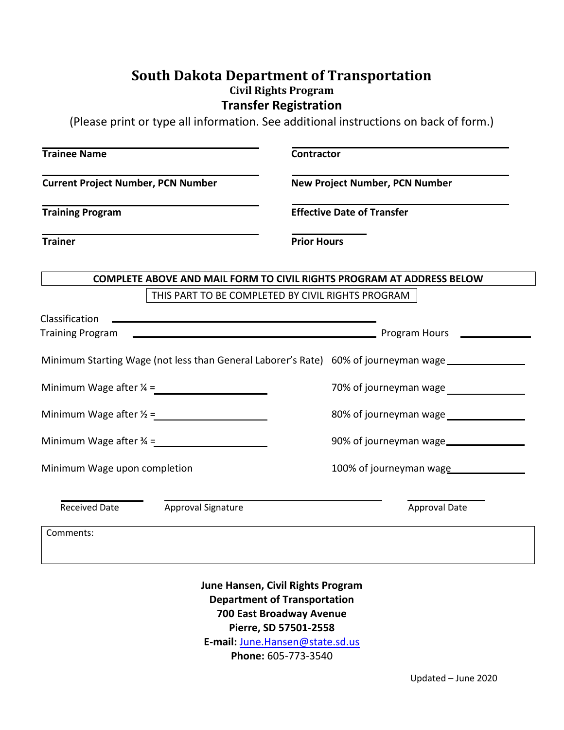# South Dakota Department of Transportation

## Civil Rights Program

## Transfer Registration

(Please print or type all information. See additional instructions on back of form.)

| | |
|---|---|
| **Trainee Name** ______________________ | **Contractor** ______________________ |
| **Current Project Number, PCN Number** ______________________ | **New Project Number, PCN Number** ______________________ |
| **Training Program** ______________________ | **Effective Date of Transfer** ______________________ |
| **Trainer** ______________________ | **Prior Hours** __________ |

**COMPLETE ABOVE AND MAIL FORM TO CIVIL RIGHTS PROGRAM AT ADDRESS BELOW**

THIS PART TO BE COMPLETED BY CIVIL RIGHTS PROGRAM

Classification ______________________

Training Program ______________________ Program Hours __________

| | |
|---|---|
| Minimum Starting Wage (not less than General Laborer's Rate) | 60% of journeyman wage __________ |
| Minimum Wage after ¼ = __________ | 70% of journeyman wage __________ |
| Minimum Wage after ½ = __________ | 80% of journeyman wage __________ |
| Minimum Wage after ¾ = __________ | 90% of journeyman wage __________ |
| Minimum Wage upon completion | 100% of journeyman wage __________ |

__________ Received Date    ______________________ Approval Signature    __________ Approval Date

Comments:

**June Hansen, Civil Rights Program**
**Department of Transportation**
**700 East Broadway Avenue**
**Pierre, SD 57501-2558**
**E-mail:** June.Hansen@state.sd.us
**Phone:** 605-773-3540

Updated – June 2020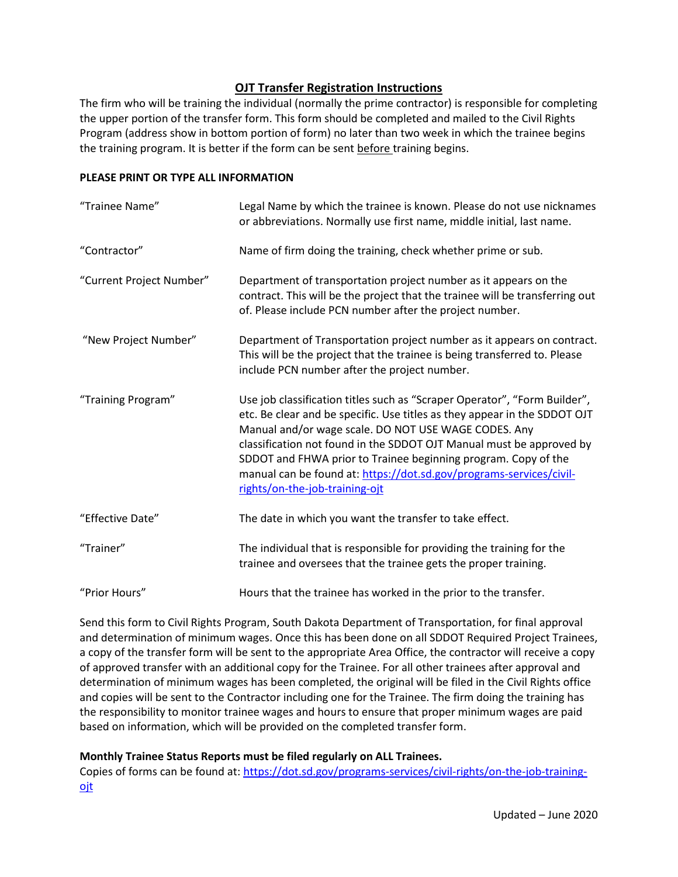## OJT Transfer Registration Instructions

The firm who will be training the individual (normally the prime contractor) is responsible for completing the upper portion of the transfer form. This form should be completed and mailed to the Civil Rights Program (address show in bottom portion of form) no later than two week in which the trainee begins the training program. It is better if the form can be sent before training begins.

**PLEASE PRINT OR TYPE ALL INFORMATION**

| | |
|---|---|
| "Trainee Name" | Legal Name by which the trainee is known. Please do not use nicknames or abbreviations. Normally use first name, middle initial, last name. |
| "Contractor" | Name of firm doing the training, check whether prime or sub. |
| "Current Project Number" | Department of transportation project number as it appears on the contract. This will be the project that the trainee will be transferring out of. Please include PCN number after the project number. |
| "New Project Number" | Department of Transportation project number as it appears on contract. This will be the project that the trainee is being transferred to. Please include PCN number after the project number. |
| "Training Program" | Use job classification titles such as "Scraper Operator", "Form Builder", etc. Be clear and be specific. Use titles as they appear in the SDDOT OJT Manual and/or wage scale. DO NOT USE WAGE CODES. Any classification not found in the SDDOT OJT Manual must be approved by SDDOT and FHWA prior to Trainee beginning program. Copy of the manual can be found at: [https://dot.sd.gov/programs-services/civil-rights/on-the-job-training-ojt](https://dot.sd.gov/programs-services/civil-rights/on-the-job-training-ojt) |
| "Effective Date" | The date in which you want the transfer to take effect. |
| "Trainer" | The individual that is responsible for providing the training for the trainee and oversees that the trainee gets the proper training. |
| "Prior Hours" | Hours that the trainee has worked in the prior to the transfer. |

Send this form to Civil Rights Program, South Dakota Department of Transportation, for final approval and determination of minimum wages. Once this has been done on all SDDOT Required Project Trainees, a copy of the transfer form will be sent to the appropriate Area Office, the contractor will receive a copy of approved transfer with an additional copy for the Trainee. For all other trainees after approval and determination of minimum wages has been completed, the original will be filed in the Civil Rights office and copies will be sent to the Contractor including one for the Trainee. The firm doing the training has the responsibility to monitor trainee wages and hours to ensure that proper minimum wages are paid based on information, which will be provided on the completed transfer form.

**Monthly Trainee Status Reports must be filed regularly on ALL Trainees.**
Copies of forms can be found at: [https://dot.sd.gov/programs-services/civil-rights/on-the-job-training-ojt](https://dot.sd.gov/programs-services/civil-rights/on-the-job-training-ojt)

Updated – June 2020